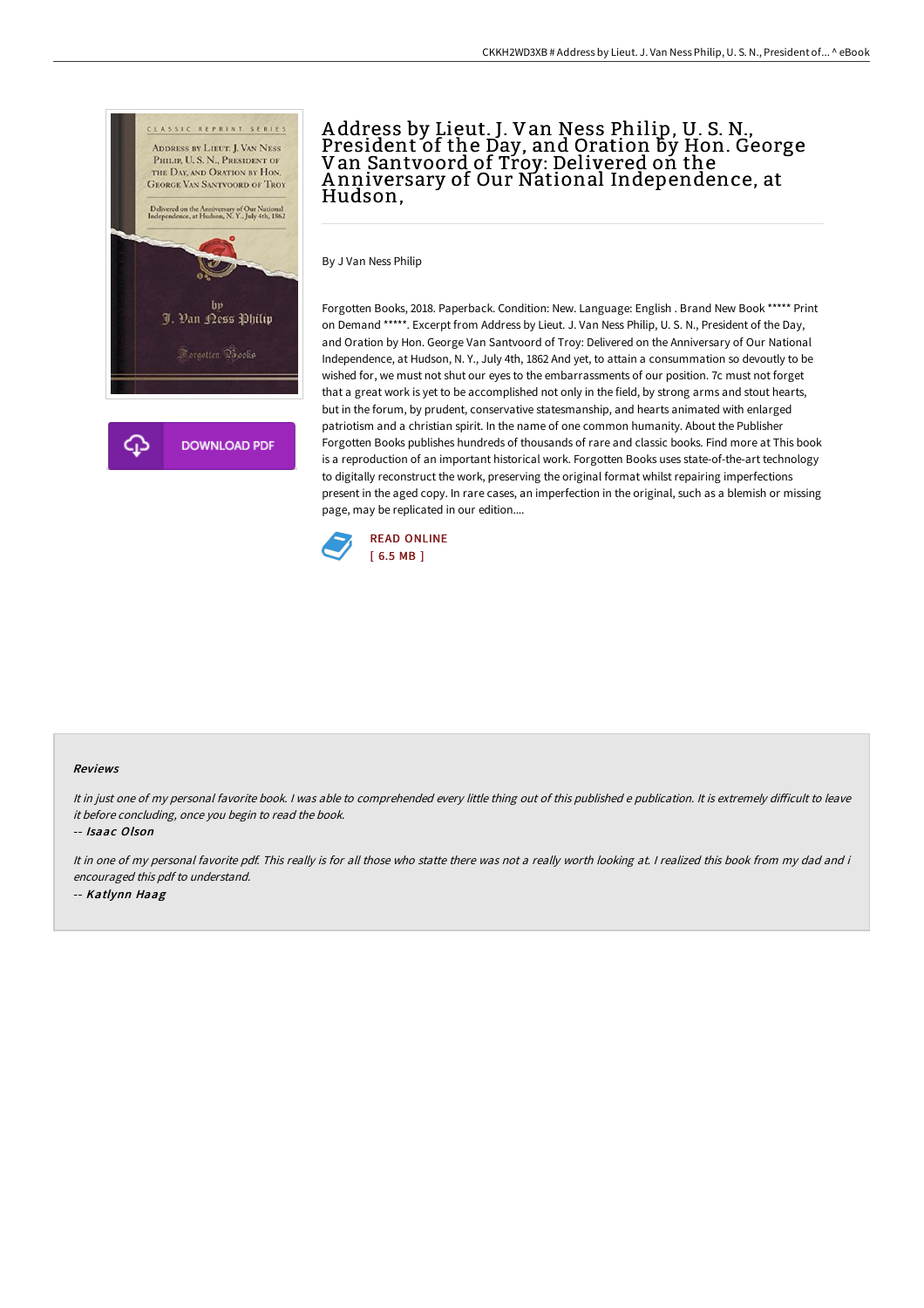# Address by Lieut. J. Van Ness Philip, U. S. N., President of the Day, and Oration by Hon. George Van Santvoord of Troy: Delivered on the Anniversary of Our National Independence, at Hudson,

By J Van Ness Philip

Forgotten Books, 2018. Paperback. Condition: New. Language: English . Brand New Book ***** Print on Demand *****. Excerpt from Address by Lieut. J. Van Ness Philip, U. S. N., President of the Day, and Oration by Hon. George Van Santvoord of Troy: Delivered on the Anniversary of Our National Independence, at Hudson, N. Y., July 4th, 1862 And yet, to attain a consummation so devoutly to be wished for, we must not shut our eyes to the embarrassments of our position. 7c must not forget that a great work is yet to be accomplished not only in the field, by strong arms and stout hearts, but in the forum, by prudent, conservative statesmanship, and hearts animated with enlarged patriotism and a christian spirit. In the name of one common humanity. About the Publisher Forgotten Books publishes hundreds of thousands of rare and classic books. Find more at This book is a reproduction of an important historical work. Forgotten Books uses state-of-the-art technology to digitally reconstruct the work, preserving the original format whilst repairing imperfections present in the aged copy. In rare cases, an imperfection in the original, such as a blemish or missing page, may be replicated in our edition....

DOWNLOAD PDF

READ ONLINE
[ 6.5 MB ]

### Reviews

*It in just one of my personal favorite book. I was able to comprehended every little thing out of this published e publication. It is extremely difficult to leave it before concluding, once you begin to read the book.*

-- *Isaac Olson*

*It in one of my personal favorite pdf. This really is for all those who statte there was not a really worth looking at. I realized this book from my dad and i encouraged this pdf to understand.*

-- *Katlynn Haag*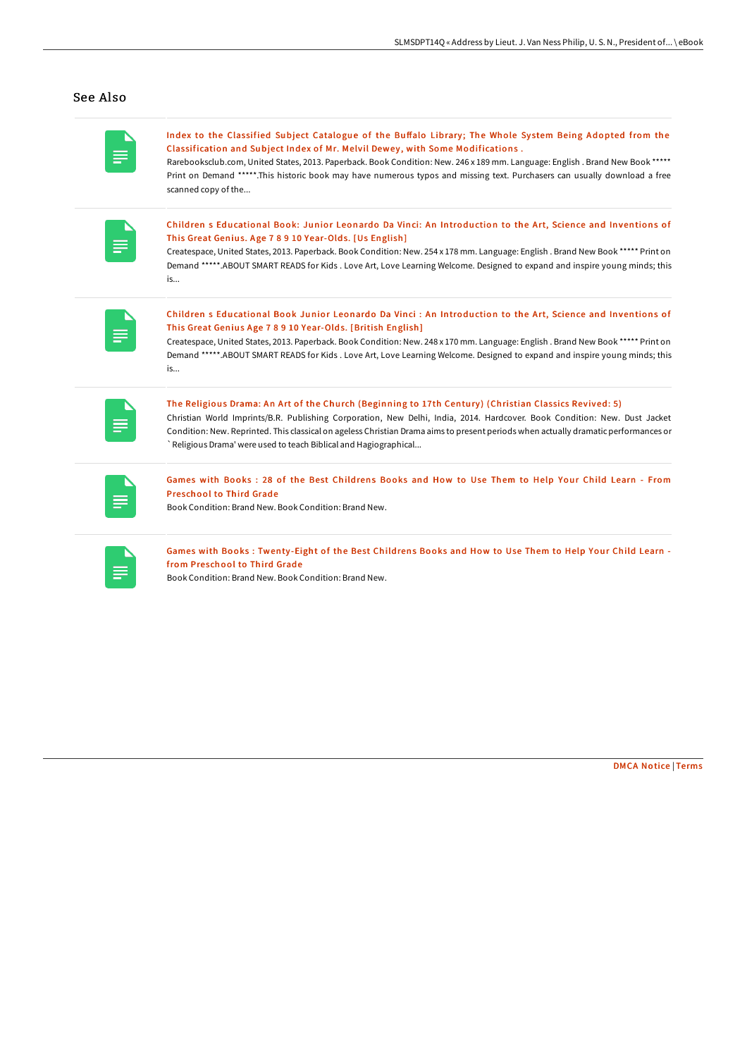## See Also

**Index to the Classified Subject Catalogue of the Buffalo Library; The Whole System Being Adopted from the Classification and Subject Index of Mr. Melvil Dewey, with Some Modifications .**

Rarebooksclub.com, United States, 2013. Paperback. Book Condition: New. 246 x 189 mm. Language: English . Brand New Book ***** Print on Demand *****.This historic book may have numerous typos and missing text. Purchasers can usually download a free scanned copy of the...

**Children s Educational Book: Junior Leonardo Da Vinci: An Introduction to the Art, Science and Inventions of This Great Genius. Age 7 8 9 10 Year-Olds. [Us English]**

Createspace, United States, 2013. Paperback. Book Condition: New. 254 x 178 mm. Language: English . Brand New Book ***** Print on Demand *****.ABOUT SMART READS for Kids . Love Art, Love Learning Welcome. Designed to expand and inspire young minds; this is...

**Children s Educational Book Junior Leonardo Da Vinci : An Introduction to the Art, Science and Inventions of This Great Genius Age 7 8 9 10 Year-Olds. [British English]**

Createspace, United States, 2013. Paperback. Book Condition: New. 248 x 170 mm. Language: English . Brand New Book ***** Print on Demand *****.ABOUT SMART READS for Kids . Love Art, Love Learning Welcome. Designed to expand and inspire young minds; this is...

**The Religious Drama: An Art of the Church (Beginning to 17th Century) (Christian Classics Revived: 5)**

Christian World Imprints/B.R. Publishing Corporation, New Delhi, India, 2014. Hardcover. Book Condition: New. Dust Jacket Condition: New. Reprinted. This classical on ageless Christian Drama aims to present periods when actually dramatic performances or `Religious Drama' were used to teach Biblical and Hagiographical...

**Games with Books : 28 of the Best Childrens Books and How to Use Them to Help Your Child Learn - From Preschool to Third Grade**

Book Condition: Brand New. Book Condition: Brand New.

**Games with Books : Twenty-Eight of the Best Childrens Books and How to Use Them to Help Your Child Learn - from Preschool to Third Grade**

Book Condition: Brand New. Book Condition: Brand New.

DMCA Notice | Terms